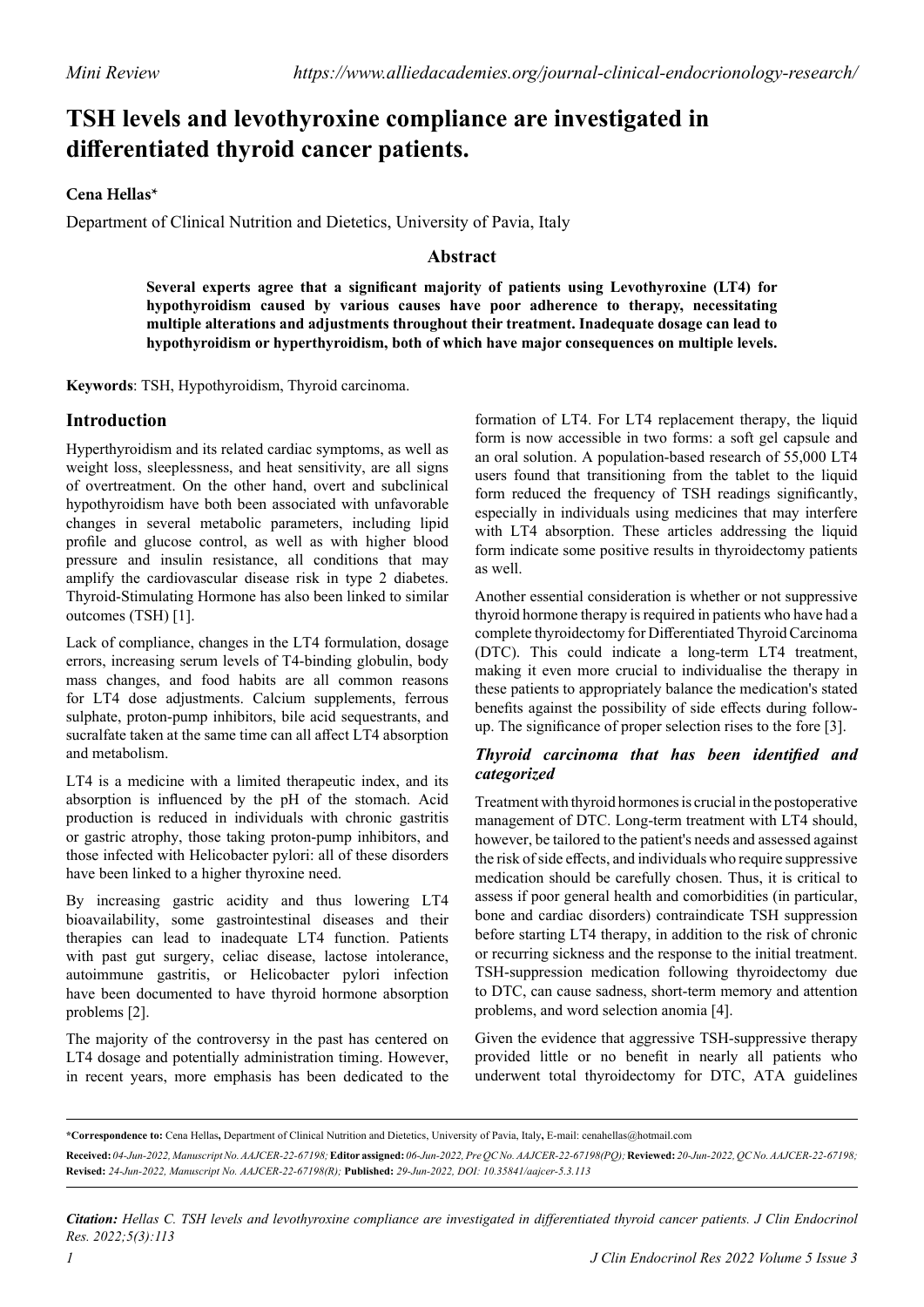# TSH levels and levothyroxine compliance are investigated in differentiated thyroid cancer patients.

**Cena Hellas***

Department of Clinical Nutrition and Dietetics, University of Pavia, Italy

## Abstract

**Several experts agree that a significant majority of patients using Levothyroxine (LT4) for hypothyroidism caused by various causes have poor adherence to therapy, necessitating multiple alterations and adjustments throughout their treatment. Inadequate dosage can lead to hypothyroidism or hyperthyroidism, both of which have major consequences on multiple levels.**

**Keywords**: TSH, Hypothyroidism, Thyroid carcinoma.

## Introduction

Hyperthyroidism and its related cardiac symptoms, as well as weight loss, sleeplessness, and heat sensitivity, are all signs of overtreatment. On the other hand, overt and subclinical hypothyroidism have both been associated with unfavorable changes in several metabolic parameters, including lipid profile and glucose control, as well as with higher blood pressure and insulin resistance, all conditions that may amplify the cardiovascular disease risk in type 2 diabetes. Thyroid-Stimulating Hormone has also been linked to similar outcomes (TSH) [1].

Lack of compliance, changes in the LT4 formulation, dosage errors, increasing serum levels of T4-binding globulin, body mass changes, and food habits are all common reasons for LT4 dose adjustments. Calcium supplements, ferrous sulphate, proton-pump inhibitors, bile acid sequestrants, and sucralfate taken at the same time can all affect LT4 absorption and metabolism.

LT4 is a medicine with a limited therapeutic index, and its absorption is influenced by the pH of the stomach. Acid production is reduced in individuals with chronic gastritis or gastric atrophy, those taking proton-pump inhibitors, and those infected with Helicobacter pylori: all of these disorders have been linked to a higher thyroxine need.

By increasing gastric acidity and thus lowering LT4 bioavailability, some gastrointestinal diseases and their therapies can lead to inadequate LT4 function. Patients with past gut surgery, celiac disease, lactose intolerance, autoimmune gastritis, or Helicobacter pylori infection have been documented to have thyroid hormone absorption problems [2].

The majority of the controversy in the past has centered on LT4 dosage and potentially administration timing. However, in recent years, more emphasis has been dedicated to the formation of LT4. For LT4 replacement therapy, the liquid form is now accessible in two forms: a soft gel capsule and an oral solution. A population-based research of 55,000 LT4 users found that transitioning from the tablet to the liquid form reduced the frequency of TSH readings significantly, especially in individuals using medicines that may interfere with LT4 absorption. These articles addressing the liquid form indicate some positive results in thyroidectomy patients as well.

Another essential consideration is whether or not suppressive thyroid hormone therapy is required in patients who have had a complete thyroidectomy for Differentiated Thyroid Carcinoma (DTC). This could indicate a long-term LT4 treatment, making it even more crucial to individualise the therapy in these patients to appropriately balance the medication's stated benefits against the possibility of side effects during follow-up. The significance of proper selection rises to the fore [3].

### *Thyroid carcinoma that has been identified and categorized*

Treatment with thyroid hormones is crucial in the postoperative management of DTC. Long-term treatment with LT4 should, however, be tailored to the patient's needs and assessed against the risk of side effects, and individuals who require suppressive medication should be carefully chosen. Thus, it is critical to assess if poor general health and comorbidities (in particular, bone and cardiac disorders) contraindicate TSH suppression before starting LT4 therapy, in addition to the risk of chronic or recurring sickness and the response to the initial treatment. TSH-suppression medication following thyroidectomy due to DTC, can cause sadness, short-term memory and attention problems, and word selection anomia [4].

Given the evidence that aggressive TSH-suppressive therapy provided little or no benefit in nearly all patients who underwent total thyroidectomy for DTC, ATA guidelines

---

**\*Correspondence to:** Cena Hellas**,** Department of Clinical Nutrition and Dietetics, University of Pavia, Italy**,** E-mail: cenahellas@hotmail.com

**Received:** *04-Jun-2022, Manuscript No. AAJCER-22-67198;* **Editor assigned:** *06-Jun-2022, Pre QC No. AAJCER-22-67198(PQ);* **Reviewed:** *20-Jun-2022, QC No. AAJCER-22-67198;* **Revised:** *24-Jun-2022, Manuscript No. AAJCER-22-67198(R);* **Published:** *29-Jun-2022, DOI: 10.35841/aajcer-5.3.113*

***Citation:*** *Hellas C. TSH levels and levothyroxine compliance are investigated in differentiated thyroid cancer patients. J Clin Endocrinol Res. 2022;5(3):113*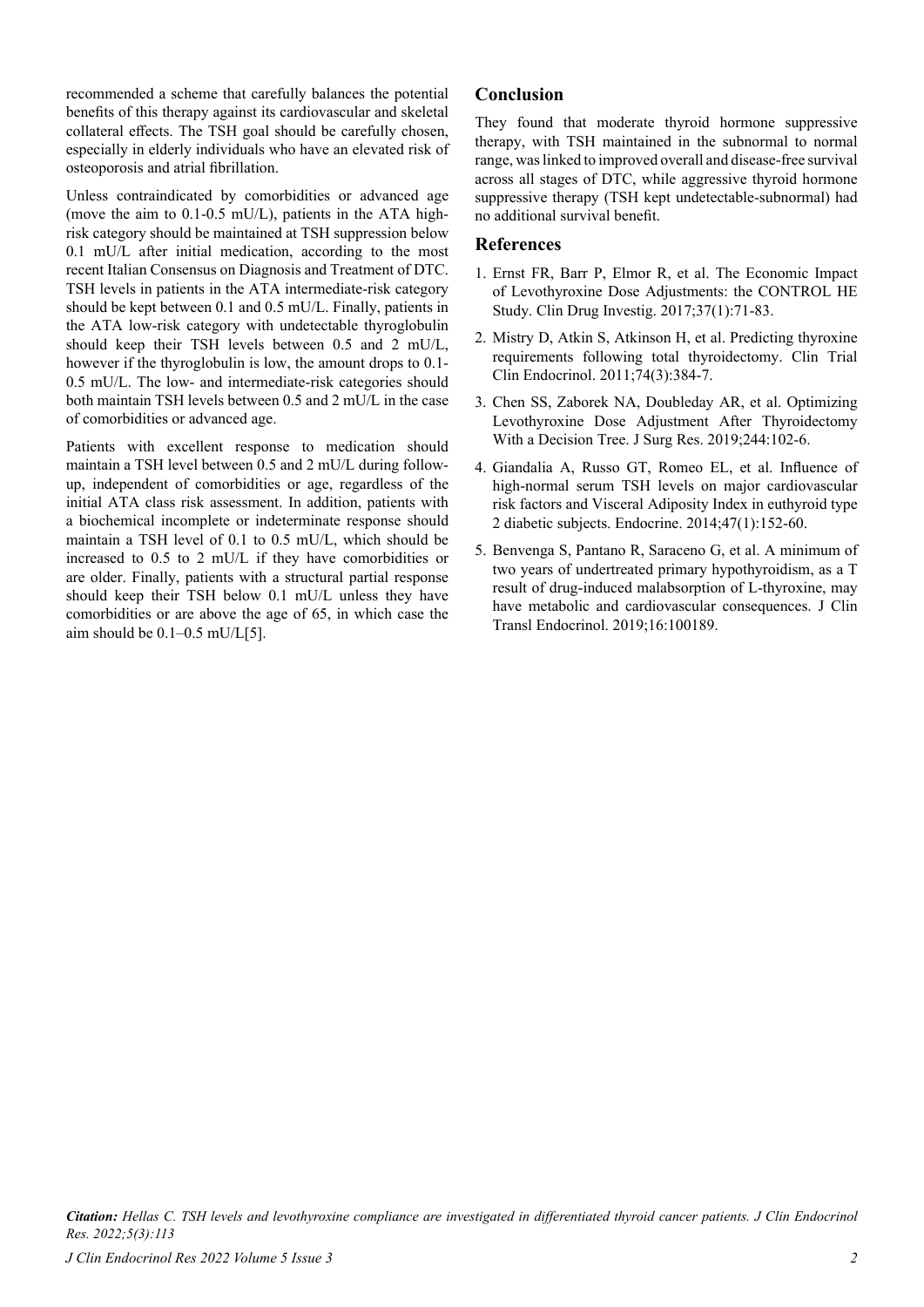recommended a scheme that carefully balances the potential benefits of this therapy against its cardiovascular and skeletal collateral effects. The TSH goal should be carefully chosen, especially in elderly individuals who have an elevated risk of osteoporosis and atrial fibrillation.

Unless contraindicated by comorbidities or advanced age (move the aim to 0.1-0.5 mU/L), patients in the ATA high-risk category should be maintained at TSH suppression below 0.1 mU/L after initial medication, according to the most recent Italian Consensus on Diagnosis and Treatment of DTC. TSH levels in patients in the ATA intermediate-risk category should be kept between 0.1 and 0.5 mU/L. Finally, patients in the ATA low-risk category with undetectable thyroglobulin should keep their TSH levels between 0.5 and 2 mU/L, however if the thyroglobulin is low, the amount drops to 0.1-0.5 mU/L. The low- and intermediate-risk categories should both maintain TSH levels between 0.5 and 2 mU/L in the case of comorbidities or advanced age.

Patients with excellent response to medication should maintain a TSH level between 0.5 and 2 mU/L during follow-up, independent of comorbidities or age, regardless of the initial ATA class risk assessment. In addition, patients with a biochemical incomplete or indeterminate response should maintain a TSH level of 0.1 to 0.5 mU/L, which should be increased to 0.5 to 2 mU/L if they have comorbidities or are older. Finally, patients with a structural partial response should keep their TSH below 0.1 mU/L unless they have comorbidities or are above the age of 65, in which case the aim should be 0.1–0.5 mU/L[5].

## Conclusion

They found that moderate thyroid hormone suppressive therapy, with TSH maintained in the subnormal to normal range, was linked to improved overall and disease-free survival across all stages of DTC, while aggressive thyroid hormone suppressive therapy (TSH kept undetectable-subnormal) had no additional survival benefit.

## References

1. Ernst FR, Barr P, Elmor R, et al. The Economic Impact of Levothyroxine Dose Adjustments: the CONTROL HE Study. Clin Drug Investig. 2017;37(1):71-83.
2. Mistry D, Atkin S, Atkinson H, et al. Predicting thyroxine requirements following total thyroidectomy. Clin Trial Clin Endocrinol. 2011;74(3):384-7.
3. Chen SS, Zaborek NA, Doubleday AR, et al. Optimizing Levothyroxine Dose Adjustment After Thyroidectomy With a Decision Tree. J Surg Res. 2019;244:102-6.
4. Giandalia A, Russo GT, Romeo EL, et al. Influence of high-normal serum TSH levels on major cardiovascular risk factors and Visceral Adiposity Index in euthyroid type 2 diabetic subjects. Endocrine. 2014;47(1):152-60.
5. Benvenga S, Pantano R, Saraceno G, et al. A minimum of two years of undertreated primary hypothyroidism, as a T result of drug-induced malabsorption of L-thyroxine, may have metabolic and cardiovascular consequences. J Clin Transl Endocrinol. 2019;16:100189.

***Citation:*** *Hellas C. TSH levels and levothyroxine compliance are investigated in differentiated thyroid cancer patients. J Clin Endocrinol Res. 2022;5(3):113*